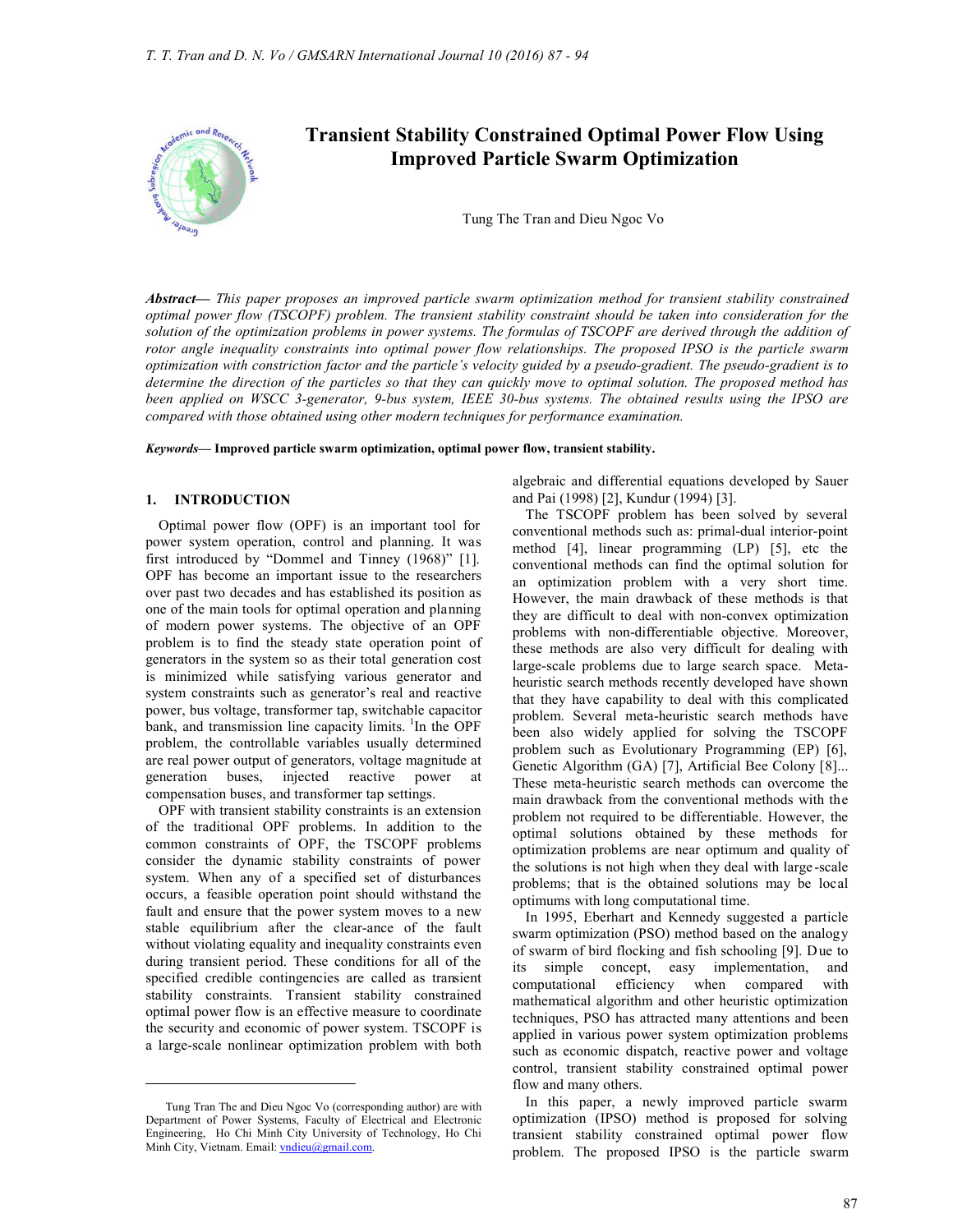# Transient Stability Constrained Optimal Power Flow Using Improved Particle Swarm Optimization

Tung The Tran and Dieu Ngoc Vo

***Abstract***— *This paper proposes an improved particle swarm optimization method for transient stability constrained optimal power flow (TSCOPF) problem. The transient stability constraint should be taken into consideration for the solution of the optimization problems in power systems. The formulas of TSCOPF are derived through the addition of rotor angle inequality constraints into optimal power flow relationships. The proposed IPSO is the particle swarm optimization with constriction factor and the particle's velocity guided by a pseudo-gradient. The pseudo-gradient is to determine the direction of the particles so that they can quickly move to optimal solution. The proposed method has been applied on WSCC 3-generator, 9-bus system, IEEE 30-bus systems. The obtained results using the IPSO are compared with those obtained using other modern techniques for performance examination.*

***Keywords***— **Improved particle swarm optimization, optimal power flow, transient stability.**

## 1. INTRODUCTION

Optimal power flow (OPF) is an important tool for power system operation, control and planning. It was first introduced by "Dommel and Tinney (1968)" [1]. OPF has become an important issue to the researchers over past two decades and has established its position as one of the main tools for optimal operation and planning of modern power systems. The objective of an OPF problem is to find the steady state operation point of generators in the system so as their total generation cost is minimized while satisfying various generator and system constraints such as generator's real and reactive power, bus voltage, transformer tap, switchable capacitor bank, and transmission line capacity limits. [1]In the OPF problem, the controllable variables usually determined are real power output of generators, voltage magnitude at generation buses, injected reactive power at compensation buses, and transformer tap settings.

OPF with transient stability constraints is an extension of the traditional OPF problems. In addition to the common constraints of OPF, the TSCOPF problems consider the dynamic stability constraints of power system. When any of a specified set of disturbances occurs, a feasible operation point should withstand the fault and ensure that the power system moves to a new stable equilibrium after the clear-ance of the fault without violating equality and inequality constraints even during transient period. These conditions for all of the specified credible contingencies are called as transient stability constraints. Transient stability constrained optimal power flow is an effective measure to coordinate the security and economic of power system. TSCOPF is a large-scale nonlinear optimization problem with both algebraic and differential equations developed by Sauer and Pai (1998) [2], Kundur (1994) [3].

The TSCOPF problem has been solved by several conventional methods such as: primal-dual interior-point method [4], linear programming (LP) [5], etc the conventional methods can find the optimal solution for an optimization problem with a very short time. However, the main drawback of these methods is that they are difficult to deal with non-convex optimization problems with non-differentiable objective. Moreover, these methods are also very difficult for dealing with large-scale problems due to large search space. Meta-heuristic search methods recently developed have shown that they have capability to deal with this complicated problem. Several meta-heuristic search methods have been also widely applied for solving the TSCOPF problem such as Evolutionary Programming (EP) [6], Genetic Algorithm (GA) [7], Artificial Bee Colony [8]... These meta-heuristic search methods can overcome the main drawback from the conventional methods with the problem not required to be differentiable. However, the optimal solutions obtained by these methods for optimization problems are near optimum and quality of the solutions is not high when they deal with large-scale problems; that is the obtained solutions may be local optimums with long computational time.

In 1995, Eberhart and Kennedy suggested a particle swarm optimization (PSO) method based on the analogy of swarm of bird flocking and fish schooling [9]. Due to its simple concept, easy implementation, and computational efficiency when compared with mathematical algorithm and other heuristic optimization techniques, PSO has attracted many attentions and been applied in various power system optimization problems such as economic dispatch, reactive power and voltage control, transient stability constrained optimal power flow and many others.

In this paper, a newly improved particle swarm optimization (IPSO) method is proposed for solving transient stability constrained optimal power flow problem. The proposed IPSO is the particle swarm

---

[1] Tung Tran The and Dieu Ngoc Vo (corresponding author) are with Department of Power Systems, Faculty of Electrical and Electronic Engineering, Ho Chi Minh City University of Technology, Ho Chi Minh City, Vietnam. Email: vndieu@gmail.com.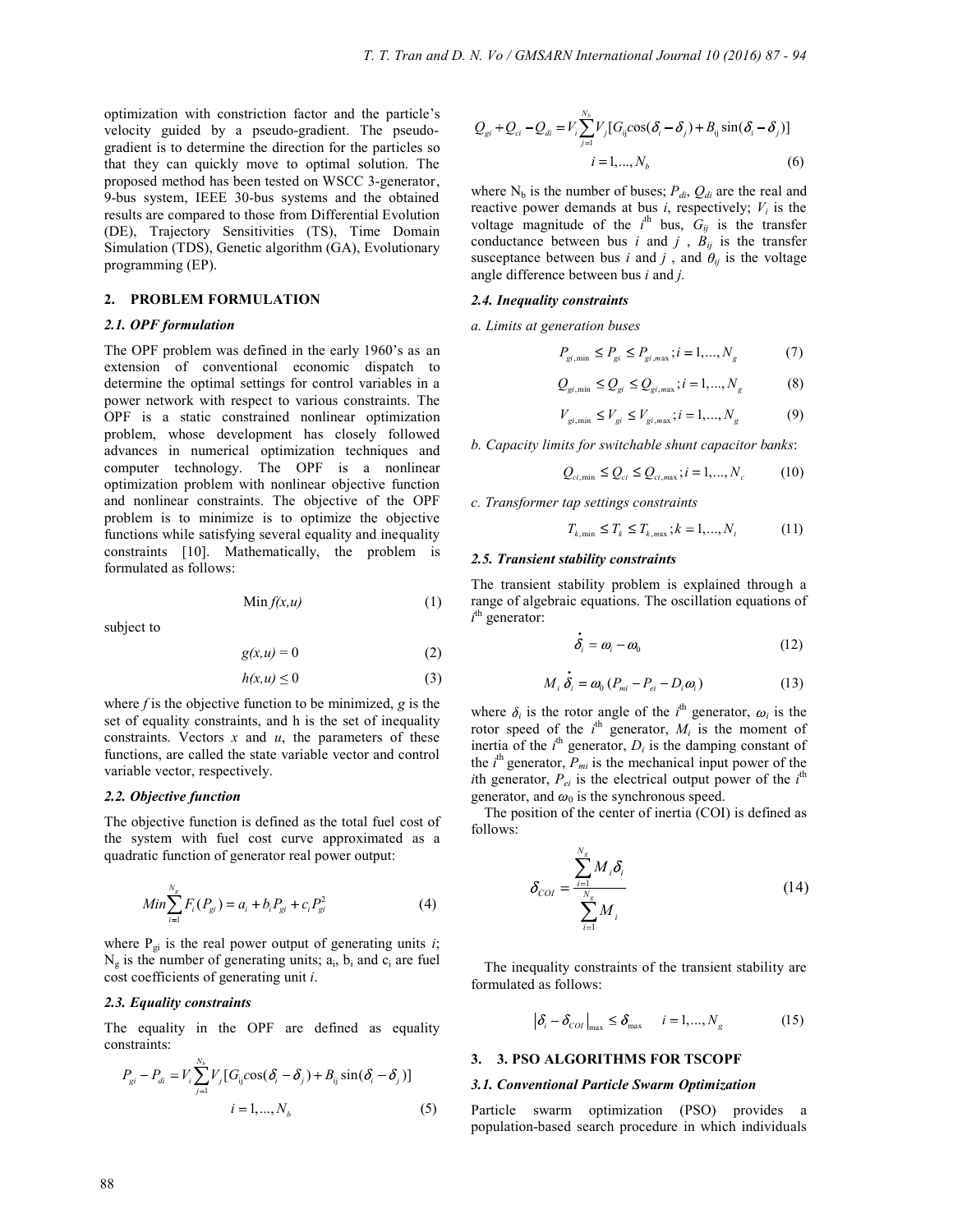optimization with constriction factor and the particle's velocity guided by a pseudo-gradient. The pseudo-gradient is to determine the direction for the particles so that they can quickly move to optimal solution. The proposed method has been tested on WSCC 3-generator, 9-bus system, IEEE 30-bus systems and the obtained results are compared to those from Differential Evolution (DE), Trajectory Sensitivities (TS), Time Domain Simulation (TDS), Genetic algorithm (GA), Evolutionary programming (EP).

## 2. PROBLEM FORMULATION

### 2.1. OPF formulation

The OPF problem was defined in the early 1960's as an extension of conventional economic dispatch to determine the optimal settings for control variables in a power network with respect to various constraints. The OPF is a static constrained nonlinear optimization problem, whose development has closely followed advances in numerical optimization techniques and computer technology. The OPF is a nonlinear optimization problem with nonlinear objective function and nonlinear constraints. The objective of the OPF problem is to minimize is to optimize the objective functions while satisfying several equality and inequality constraints [10]. Mathematically, the problem is formulated as follows:

$$\text{Min } f(x,u) \tag{1}$$

subject to

$$g(x,u) = 0 \tag{2}$$

$$h(x,u) \leq 0 \tag{3}$$

where $f$ is the objective function to be minimized, $g$ is the set of equality constraints, and h is the set of inequality constraints. Vectors $x$ and $u$, the parameters of these functions, are called the state variable vector and control variable vector, respectively.

### 2.2. Objective function

The objective function is defined as the total fuel cost of the system with fuel cost curve approximated as a quadratic function of generator real power output:

$$Min \sum_{i=1}^{N_g} F_i(P_{gi}) = a_i + b_i P_{gi} + c_i P_{gi}^2 \tag{4}$$

where $P_{gi}$ is the real power output of generating units $i$; $N_g$ is the number of generating units; $a_i$, $b_i$ and $c_i$ are fuel cost coefficients of generating unit $i$.

### 2.3. Equality constraints

The equality in the OPF are defined as equality constraints:

$$P_{gi} - P_{di} = V_i \sum_{j=1}^{N_b} V_j [G_{ij} \cos(\delta_i - \delta_j) + B_{ij} \sin(\delta_i - \delta_j)]$$
$$i = 1, ..., N_b \tag{5}$$

$$Q_{gi} + Q_{ci} - Q_{di} = V_i \sum_{j=1}^{N_b} V_j [G_{ij} \cos(\delta_i - \delta_j) + B_{ij} \sin(\delta_i - \delta_j)]$$
$$i = 1, ..., N_b \tag{6}$$

where $N_b$ is the number of buses; $P_{di}$, $Q_{di}$ are the real and reactive power demands at bus $i$, respectively; $V_i$ is the voltage magnitude of the $i^{th}$ bus, $G_{ij}$ is the transfer conductance between bus $i$ and $j$ , $B_{ij}$ is the transfer susceptance between bus $i$ and $j$ , and $\theta_{ij}$ is the voltage angle difference between bus $i$ and $j$.

### 2.4. Inequality constraints

*a. Limits at generation buses*

$$P_{gi,\min} \leq P_{gi} \leq P_{gi,\max}; i = 1, ..., N_g \tag{7}$$

$$Q_{gi,\min} \leq Q_{gi} \leq Q_{gi,\max}; i = 1, ..., N_g \tag{8}$$

$$V_{gi,\min} \leq V_{gi} \leq V_{gi,\max}; i = 1, ..., N_g \tag{9}$$

*b. Capacity limits for switchable shunt capacitor banks*:

$$Q_{ci,\min} \leq Q_{ci} \leq Q_{ci,\max}; i = 1, ..., N_c \tag{10}$$

*c. Transformer tap settings constraints*

$$T_{k,\min} \leq T_k \leq T_{k,\max}; k = 1, ..., N_t \tag{11}$$

### 2.5. Transient stability constraints

The transient stability problem is explained through a range of algebraic equations. The oscillation equations of $i^{th}$ generator:

$$\dot{\delta}_i = \omega_i - \omega_0 \tag{12}$$

$$M_i \dot{\delta}_i = \omega_0 (P_{mi} - P_{ei} - D_i \omega_i) \tag{13}$$

where $\delta_i$ is the rotor angle of the $i^{th}$ generator, $\omega_i$ is the rotor speed of the $i^{th}$ generator, $M_i$ is the moment of inertia of the $i^{th}$ generator, $D_i$ is the damping constant of the $i^{th}$ generator, $P_{mi}$ is the mechanical input power of the $i$th generator, $P_{ei}$ is the electrical output power of the $i^{th}$ generator, and $\omega_0$ is the synchronous speed.

The position of the center of inertia (COI) is defined as follows:

$$\delta_{COI} = \frac{\sum_{i=1}^{N_g} M_i \delta_i}{\sum_{i=1}^{N_g} M_i} \tag{14}$$

The inequality constraints of the transient stability are formulated as follows:

$$\left| \delta_i - \delta_{COI} \right|_{\max} \leq \delta_{\max} \quad i = 1, ..., N_g \tag{15}$$

## 3. 3. PSO ALGORITHMS FOR TSCOPF

### 3.1. Conventional Particle Swarm Optimization

Particle swarm optimization (PSO) provides a population-based search procedure in which individuals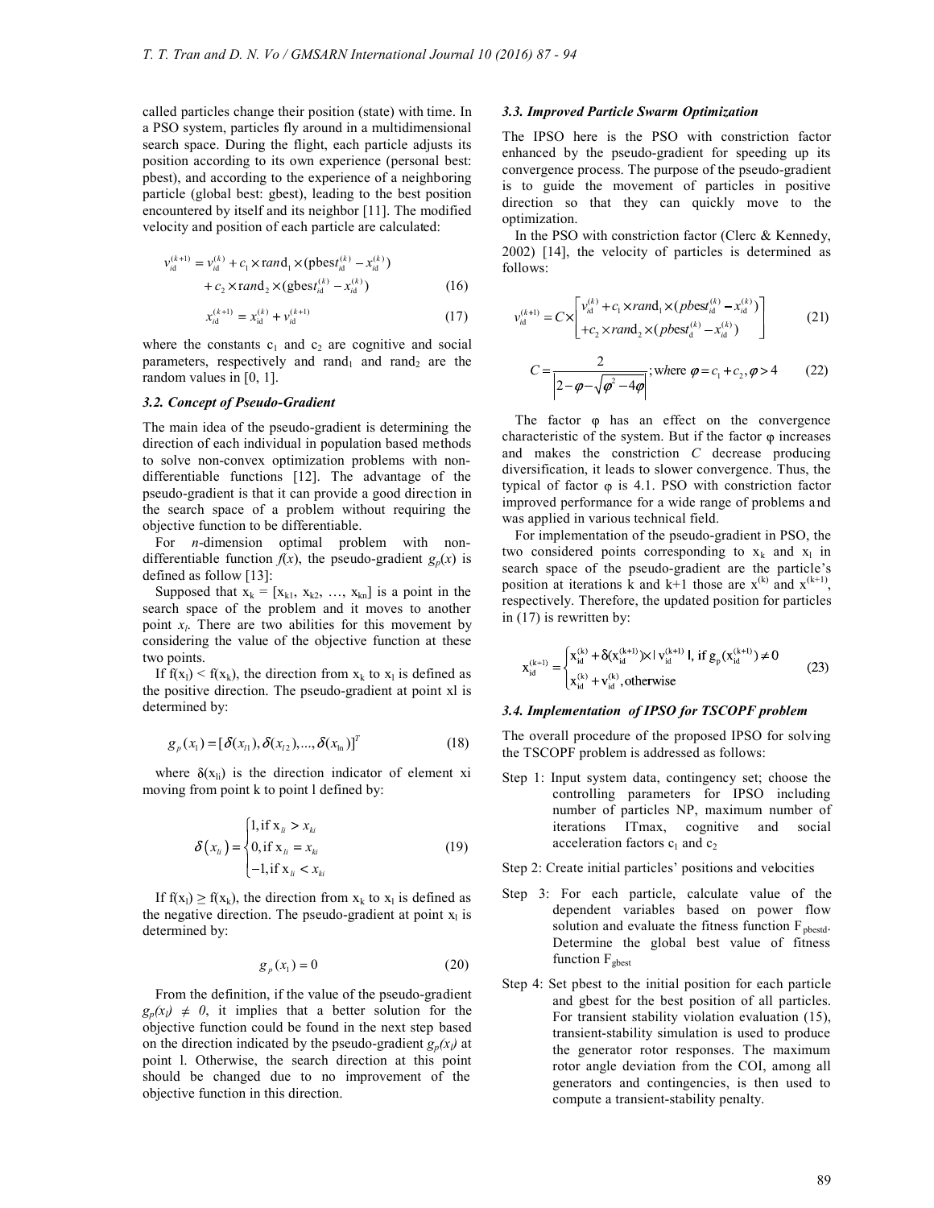called particles change their position (state) with time. In a PSO system, particles fly around in a multidimensional search space. During the flight, each particle adjusts its position according to its own experience (personal best: pbest), and according to the experience of a neighboring particle (global best: gbest), leading to the best position encountered by itself and its neighbor [11]. The modified velocity and position of each particle are calculated:

$$v_{id}^{(k+1)} = v_{id}^{(k)} + c_1 \times rand_1 \times (pbest_{id}^{(k)} - x_{id}^{(k)}) + c_2 \times rand_2 \times (gbest_{id}^{(k)} - x_{id}^{(k)}) \quad (16)$$

$$x_{id}^{(k+1)} = x_{id}^{(k)} + v_{id}^{(k+1)} \quad (17)$$

where the constants $c_1$ and $c_2$ are cognitive and social parameters, respectively and $rand_1$ and $rand_2$ are the random values in [0, 1].

### 3.2. Concept of Pseudo-Gradient

The main idea of the pseudo-gradient is determining the direction of each individual in population based methods to solve non-convex optimization problems with non-differentiable functions [12]. The advantage of the pseudo-gradient is that it can provide a good direction in the search space of a problem without requiring the objective function to be differentiable.

For *n*-dimension optimal problem with non-differentiable function $f(x)$, the pseudo-gradient $g_p(x)$ is defined as follow [13]:

Supposed that $x_k = [x_{k1}, x_{k2}, \ldots, x_{kn}]$ is a point in the search space of the problem and it moves to another point $x_l$. There are two abilities for this movement by considering the value of the objective function at these two points.

If $f(x_l) < f(x_k)$, the direction from $x_k$ to $x_l$ is defined as the positive direction. The pseudo-gradient at point xl is determined by:

$$g_p(x_l) = [\delta(x_{l1}), \delta(x_{l2}), ..., \delta(x_{ln})]^T \quad (18)$$

where $\delta(x_{li})$ is the direction indicator of element xi moving from point k to point l defined by:

$$\delta(x_{li}) = \begin{cases} 1, \text{if } x_{li} > x_{ki} \\ 0, \text{if } x_{li} = x_{ki} \\ -1, \text{if } x_{li} < x_{ki} \end{cases} \quad (19)$$

If $f(x_l) \geq f(x_k)$, the direction from $x_k$ to $x_l$ is defined as the negative direction. The pseudo-gradient at point $x_l$ is determined by:

$$g_p(x_l) = 0 \quad (20)$$

From the definition, if the value of the pseudo-gradient $g_p(x_l) \neq 0$, it implies that a better solution for the objective function could be found in the next step based on the direction indicated by the pseudo-gradient $g_p(x_l)$ at point l. Otherwise, the search direction at this point should be changed due to no improvement of the objective function in this direction.

### 3.3. Improved Particle Swarm Optimization

The IPSO here is the PSO with constriction factor enhanced by the pseudo-gradient for speeding up its convergence process. The purpose of the pseudo-gradient is to guide the movement of particles in positive direction so that they can quickly move to the optimization.

In the PSO with constriction factor (Clerc & Kennedy, 2002) [14], the velocity of particles is determined as follows:

$$v_{id}^{(k+1)} = C \times \begin{bmatrix} v_{id}^{(k)} + c_1 \times rand_1 \times (pbest_{id}^{(k)} - x_{id}^{(k)}) \\ + c_2 \times rand_2 \times (pbest_{d}^{(k)} - x_{id}^{(k)}) \end{bmatrix} \quad (21)$$

$$C = \frac{2}{\left|2 - \varphi - \sqrt{\varphi^2 - 4\varphi}\right|}; \text{where } \varphi = c_1 + c_2, \varphi > 4 \quad (22)$$

The factor φ has an effect on the convergence characteristic of the system. But if the factor φ increases and makes the constriction *C* decrease producing diversification, it leads to slower convergence. Thus, the typical of factor φ is 4.1. PSO with constriction factor improved performance for a wide range of problems and was applied in various technical field.

For implementation of the pseudo-gradient in PSO, the two considered points corresponding to $x_k$ and $x_l$ in search space of the pseudo-gradient are the particle's position at iterations k and k+1 those are $x^{(k)}$ and $x^{(k+1)}$, respectively. Therefore, the updated position for particles in (17) is rewritten by:

$$x_{id}^{(k+1)} = \begin{cases} x_{id}^{(k)} + \delta(x_{id}^{(k+1)}) \times |v_{id}^{(k+1)}|, \text{ if } g_p(x_{id}^{(k+1)}) \neq 0 \\ x_{id}^{(k)} + v_{id}^{(k)}, \text{otherwise} \end{cases} \quad (23)$$

### 3.4. Implementation of IPSO for TSCOPF problem

The overall procedure of the proposed IPSO for solving the TSCOPF problem is addressed as follows:

Step 1: Input system data, contingency set; choose the controlling parameters for IPSO including number of particles NP, maximum number of iterations ITmax, cognitive and social acceleration factors $c_1$ and $c_2$

Step 2: Create initial particles' positions and velocities

Step 3: For each particle, calculate value of the dependent variables based on power flow solution and evaluate the fitness function $F_{pbestd}$. Determine the global best value of fitness function $F_{gbest}$

Step 4: Set pbest to the initial position for each particle and gbest for the best position of all particles. For transient stability violation evaluation (15), transient-stability simulation is used to produce the generator rotor responses. The maximum rotor angle deviation from the COI, among all generators and contingencies, is then used to compute a transient-stability penalty.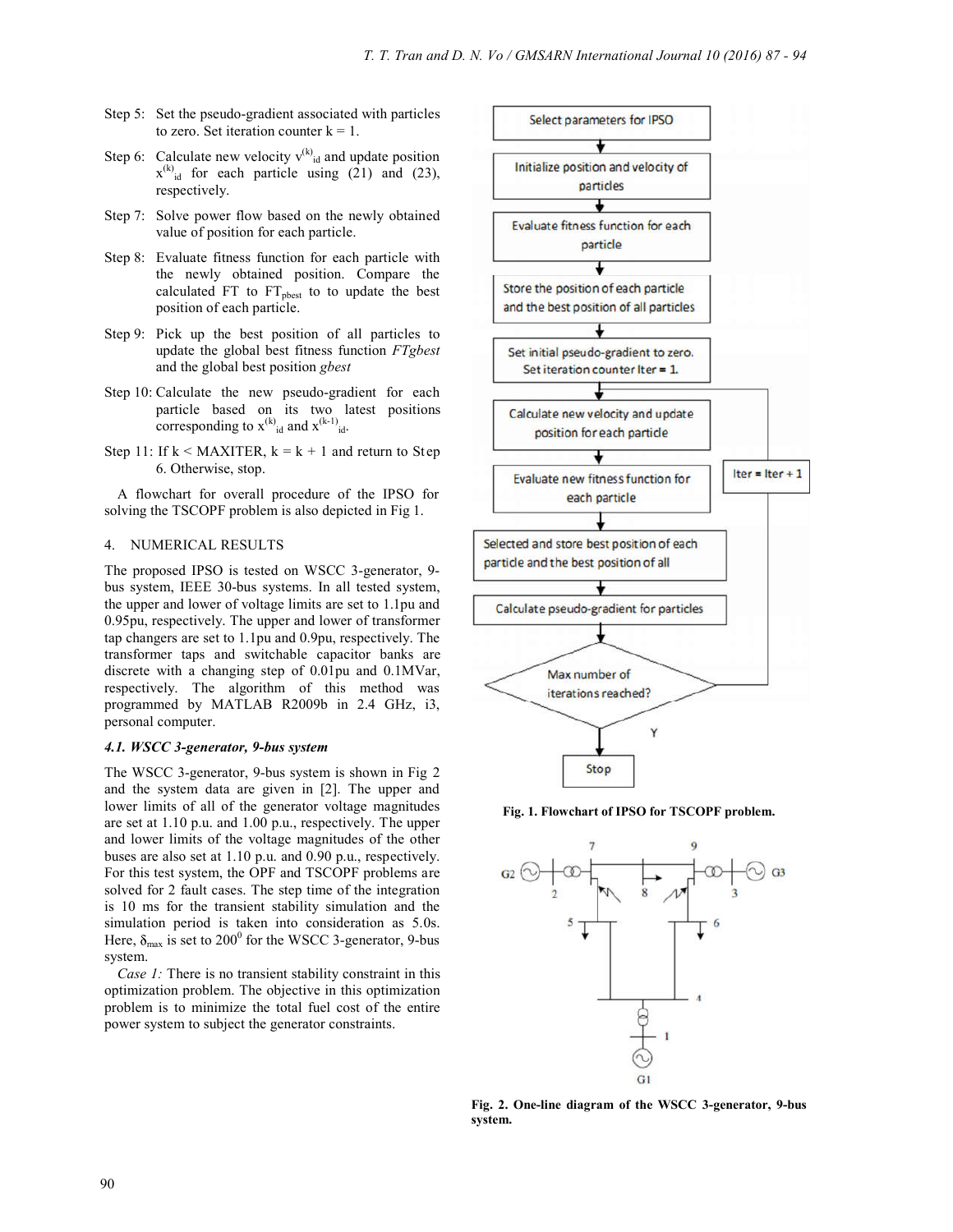Step 5: Set the pseudo-gradient associated with particles to zero. Set iteration counter k = 1.

Step 6: Calculate new velocity $v^{(k)}_{id}$ and update position $x^{(k)}_{id}$ for each particle using (21) and (23), respectively.

Step 7: Solve power flow based on the newly obtained value of position for each particle.

Step 8: Evaluate fitness function for each particle with the newly obtained position. Compare the calculated FT to $FT_{pbest}$ to to update the best position of each particle.

Step 9: Pick up the best position of all particles to update the global best fitness function *FTgbest* and the global best position *gbest*

Step 10: Calculate the new pseudo-gradient for each particle based on its two latest positions corresponding to $x^{(k)}_{id}$ and $x^{(k-1)}_{id}$.

Step 11: If k < MAXITER, k = k + 1 and return to Step 6. Otherwise, stop.

A flowchart for overall procedure of the IPSO for solving the TSCOPF problem is also depicted in Fig 1.

Fig. 1. Flowchart of IPSO for TSCOPF problem.

## 4. NUMERICAL RESULTS

The proposed IPSO is tested on WSCC 3-generator, 9-bus system, IEEE 30-bus systems. In all tested system, the upper and lower of voltage limits are set to 1.1pu and 0.95pu, respectively. The upper and lower of transformer tap changers are set to 1.1pu and 0.9pu, respectively. The transformer taps and switchable capacitor banks are discrete with a changing step of 0.01pu and 0.1MVar, respectively. The algorithm of this method was programmed by MATLAB R2009b in 2.4 GHz, i3, personal computer.

### *4.1. WSCC 3-generator, 9-bus system*

The WSCC 3-generator, 9-bus system is shown in Fig 2 and the system data are given in [2]. The upper and lower limits of all of the generator voltage magnitudes are set at 1.10 p.u. and 1.00 p.u., respectively. The upper and lower limits of the voltage magnitudes of the other buses are also set at 1.10 p.u. and 0.90 p.u., respectively. For this test system, the OPF and TSCOPF problems are solved for 2 fault cases. The step time of the integration is 10 ms for the transient stability simulation and the simulation period is taken into consideration as 5.0s. Here, $\delta_{max}$ is set to $200^0$ for the WSCC 3-generator, 9-bus system.

*Case 1:* There is no transient stability constraint in this optimization problem. The objective in this optimization problem is to minimize the total fuel cost of the entire power system to subject the generator constraints.

Fig. 2. One-line diagram of the WSCC 3-generator, 9-bus system.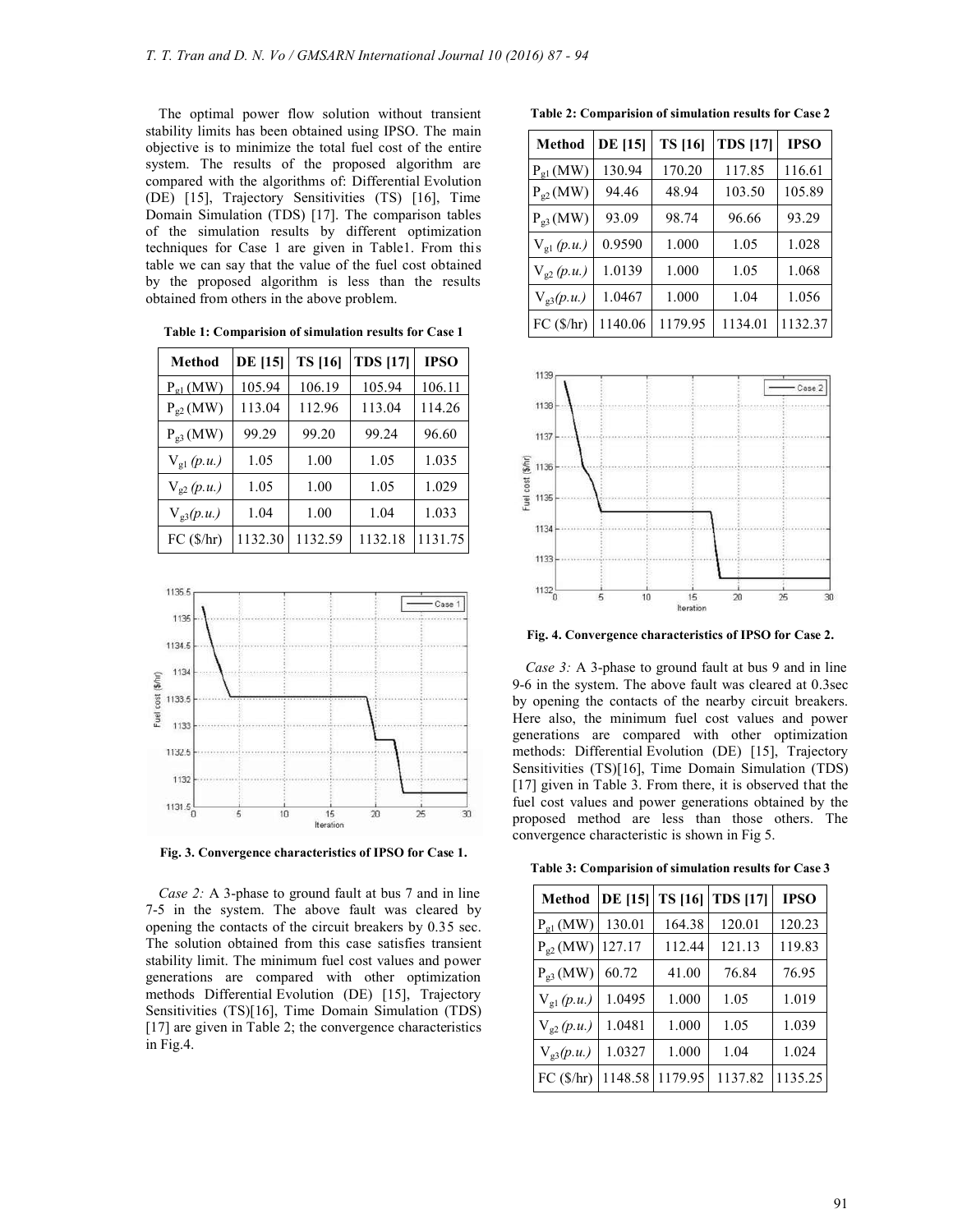The optimal power flow solution without transient stability limits has been obtained using IPSO. The main objective is to minimize the total fuel cost of the entire system. The results of the proposed algorithm are compared with the algorithms of: Differential Evolution (DE) [15], Trajectory Sensitivities (TS) [16], Time Domain Simulation (TDS) [17]. The comparison tables of the simulation results by different optimization techniques for Case 1 are given in Table1. From this table we can say that the value of the fuel cost obtained by the proposed algorithm is less than the results obtained from others in the above problem.

**Table 1: Comparision of simulation results for Case 1**

| Method | DE [15] | TS [16] | TDS [17] | IPSO |
|---|---|---|---|---|
| $P_{g1}$ (MW) | 105.94 | 106.19 | 105.94 | 106.11 |
| $P_{g2}$ (MW) | 113.04 | 112.96 | 113.04 | 114.26 |
| $P_{g3}$ (MW) | 99.29 | 99.20 | 99.24 | 96.60 |
| $V_{g1}$ *(p.u.)* | 1.05 | 1.00 | 1.05 | 1.035 |
| $V_{g2}$ *(p.u.)* | 1.05 | 1.00 | 1.05 | 1.029 |
| $V_{g3}$ *(p.u.)* | 1.04 | 1.00 | 1.04 | 1.033 |
| FC ($/hr) | 1132.30 | 1132.59 | 1132.18 | 1131.75 |

**Fig. 3. Convergence characteristics of IPSO for Case 1.**

*Case 2:* A 3-phase to ground fault at bus 7 and in line 7-5 in the system. The above fault was cleared by opening the contacts of the circuit breakers by 0.35 sec. The solution obtained from this case satisfies transient stability limit. The minimum fuel cost values and power generations are compared with other optimization methods Differential Evolution (DE) [15], Trajectory Sensitivities (TS)[16], Time Domain Simulation (TDS) [17] are given in Table 2; the convergence characteristics in Fig.4.

**Table 2: Comparision of simulation results for Case 2**

| Method | DE [15] | TS [16] | TDS [17] | IPSO |
|---|---|---|---|---|
| $P_{g1}$ (MW) | 130.94 | 170.20 | 117.85 | 116.61 |
| $P_{g2}$ (MW) | 94.46 | 48.94 | 103.50 | 105.89 |
| $P_{g3}$ (MW) | 93.09 | 98.74 | 96.66 | 93.29 |
| $V_{g1}$ *(p.u.)* | 0.9590 | 1.000 | 1.05 | 1.028 |
| $V_{g2}$ *(p.u.)* | 1.0139 | 1.000 | 1.05 | 1.068 |
| $V_{g3}$ *(p.u.)* | 1.0467 | 1.000 | 1.04 | 1.056 |
| FC ($/hr) | 1140.06 | 1179.95 | 1134.01 | 1132.37 |

**Fig. 4. Convergence characteristics of IPSO for Case 2.**

*Case 3:* A 3-phase to ground fault at bus 9 and in line 9-6 in the system. The above fault was cleared at 0.3sec by opening the contacts of the nearby circuit breakers. Here also, the minimum fuel cost values and power generations are compared with other optimization methods: Differential Evolution (DE) [15], Trajectory Sensitivities (TS)[16], Time Domain Simulation (TDS) [17] given in Table 3. From there, it is observed that the fuel cost values and power generations obtained by the proposed method are less than those others. The convergence characteristic is shown in Fig 5.

**Table 3: Comparision of simulation results for Case 3**

| Method | DE [15] | TS [16] | TDS [17] | IPSO |
|---|---|---|---|---|
| $P_{g1}$ (MW) | 130.01 | 164.38 | 120.01 | 120.23 |
| $P_{g2}$ (MW) | 127.17 | 112.44 | 121.13 | 119.83 |
| $P_{g3}$ (MW) | 60.72 | 41.00 | 76.84 | 76.95 |
| $V_{g1}$ *(p.u.)* | 1.0495 | 1.000 | 1.05 | 1.019 |
| $V_{g2}$ *(p.u.)* | 1.0481 | 1.000 | 1.05 | 1.039 |
| $V_{g3}$ *(p.u.)* | 1.0327 | 1.000 | 1.04 | 1.024 |
| FC ($/hr) | 1148.58 | 1179.95 | 1137.82 | 1135.25 |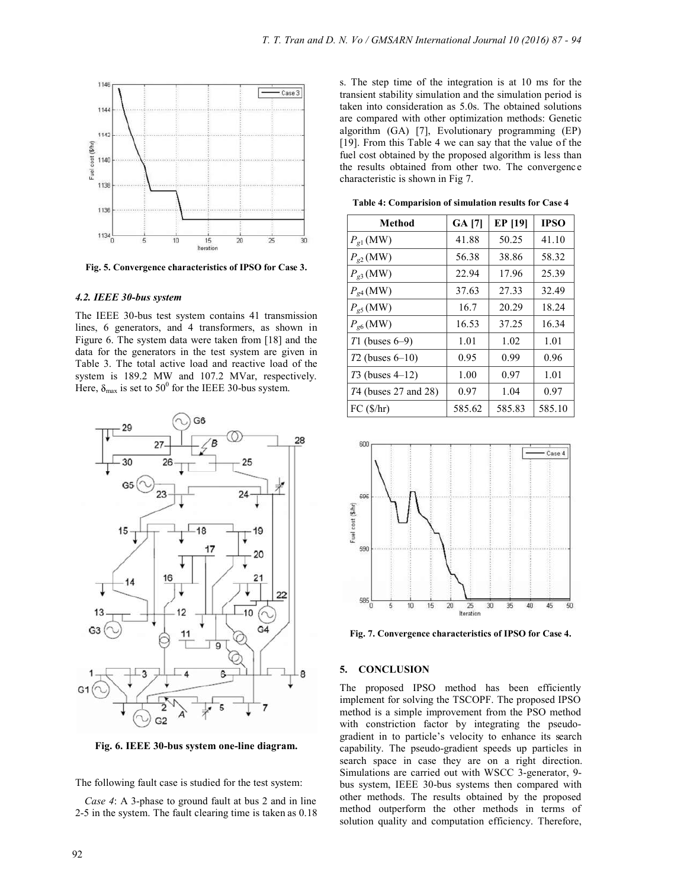Fig. 5. Convergence characteristics of IPSO for Case 3.

### 4.2. IEEE 30-bus system

The IEEE 30-bus test system contains 41 transmission lines, 6 generators, and 4 transformers, as shown in Figure 6. The system data were taken from [18] and the data for the generators in the test system are given in Table 3. The total active load and reactive load of the system is 189.2 MW and 107.2 MVar, respectively. Here, $\delta_{max}$ is set to $50^0$ for the IEEE 30-bus system.

Fig. 6. IEEE 30-bus system one-line diagram.

The following fault case is studied for the test system:

*Case 4*: A 3-phase to ground fault at bus 2 and in line 2-5 in the system. The fault clearing time is taken as 0.18 s. The step time of the integration is at 10 ms for the transient stability simulation and the simulation period is taken into consideration as 5.0s. The obtained solutions are compared with other optimization methods: Genetic algorithm (GA) [7], Evolutionary programming (EP) [19]. From this Table 4 we can say that the value of the fuel cost obtained by the proposed algorithm is less than the results obtained from other two. The convergence characteristic is shown in Fig 7.

**Table 4: Comparision of simulation results for Case 4**

| Method | GA [7] | EP [19] | IPSO |
|---|---|---|---|
| $P_{g1}$ (MW) | 41.88 | 50.25 | 41.10 |
| $P_{g2}$ (MW) | 56.38 | 38.86 | 58.32 |
| $P_{g3}$ (MW) | 22.94 | 17.96 | 25.39 |
| $P_{g4}$ (MW) | 37.63 | 27.33 | 32.49 |
| $P_{g5}$ (MW) | 16.7 | 20.29 | 18.24 |
| $P_{g6}$ (MW) | 16.53 | 37.25 | 16.34 |
| $T1$ (buses 6–9) | 1.01 | 1.02 | 1.01 |
| $T2$ (buses 6–10) | 0.95 | 0.99 | 0.96 |
| $T3$ (buses 4–12) | 1.00 | 0.97 | 1.01 |
| $T4$ (buses 27 and 28) | 0.97 | 1.04 | 0.97 |
| FC ($/hr) | 585.62 | 585.83 | 585.10 |

Fig. 7. Convergence characteristics of IPSO for Case 4.

## 5. CONCLUSION

The proposed IPSO method has been efficiently implement for solving the TSCOPF. The proposed IPSO method is a simple improvement from the PSO method with constriction factor by integrating the pseudo-gradient in to particle's velocity to enhance its search capability. The pseudo-gradient speeds up particles in search space in case they are on a right direction. Simulations are carried out with WSCC 3-generator, 9-bus system, IEEE 30-bus systems then compared with other methods. The results obtained by the proposed method outperform the other methods in terms of solution quality and computation efficiency. Therefore,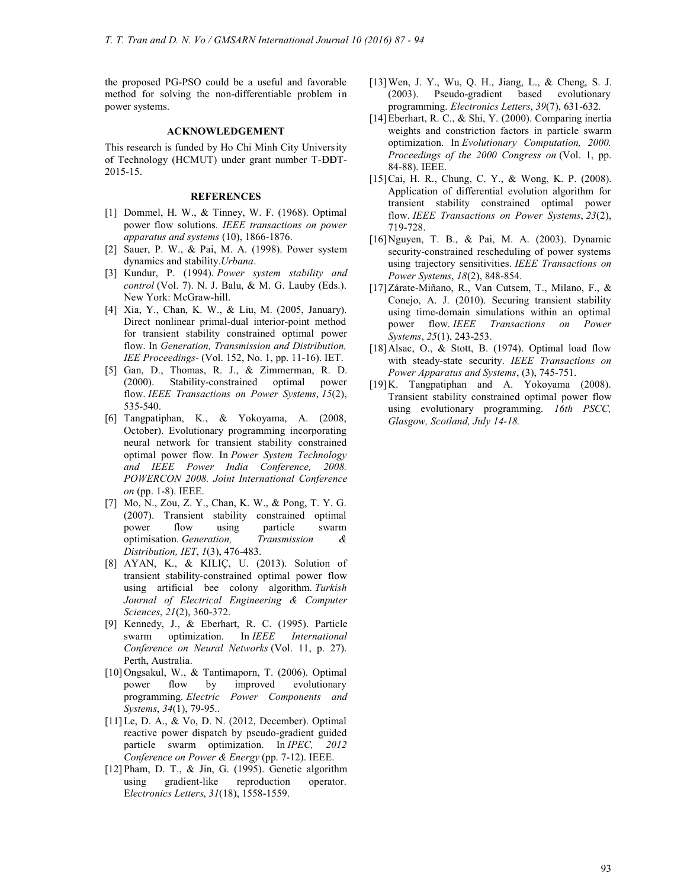the proposed PG-PSO could be a useful and favorable method for solving the non-differentiable problem in power systems.

## ACKNOWLEDGEMENT

This research is funded by Ho Chi Minh City University of Technology (HCMUT) under grant number T-ĐĐT-2015-15.

## REFERENCES

[1] Dommel, H. W., & Tinney, W. F. (1968). Optimal power flow solutions. *IEEE transactions on power apparatus and systems* (10), 1866-1876.

[2] Sauer, P. W., & Pai, M. A. (1998). Power system dynamics and stability.*Urbana*.

[3] Kundur, P. (1994). *Power system stability and control* (Vol. 7). N. J. Balu, & M. G. Lauby (Eds.). New York: McGraw-hill.

[4] Xia, Y., Chan, K. W., & Liu, M. (2005, January). Direct nonlinear primal-dual interior-point method for transient stability constrained optimal power flow. In *Generation, Transmission and Distribution, IEE Proceedings-* (Vol. 152, No. 1, pp. 11-16). IET.

[5] Gan, D., Thomas, R. J., & Zimmerman, R. D. (2000). Stability-constrained optimal power flow. *IEEE Transactions on Power Systems*, *15*(2), 535-540.

[6] Tangpatiphan, K., & Yokoyama, A. (2008, October). Evolutionary programming incorporating neural network for transient stability constrained optimal power flow. In *Power System Technology and IEEE Power India Conference, 2008. POWERCON 2008. Joint International Conference on* (pp. 1-8). IEEE.

[7] Mo, N., Zou, Z. Y., Chan, K. W., & Pong, T. Y. G. (2007). Transient stability constrained optimal power flow using particle swarm optimisation. *Generation, Transmission & Distribution, IET*, *1*(3), 476-483.

[8] AYAN, K., & KILIÇ, U. (2013). Solution of transient stability-constrained optimal power flow using artificial bee colony algorithm. *Turkish Journal of Electrical Engineering & Computer Sciences*, *21*(2), 360-372.

[9] Kennedy, J., & Eberhart, R. C. (1995). Particle swarm optimization. In *IEEE International Conference on Neural Networks* (Vol. 11, p. 27). Perth, Australia.

[10] Ongsakul, W., & Tantimaporn, T. (2006). Optimal power flow by improved evolutionary programming. *Electric Power Components and Systems*, *34*(1), 79-95..

[11] Le, D. A., & Vo, D. N. (2012, December). Optimal reactive power dispatch by pseudo-gradient guided particle swarm optimization. In *IPEC, 2012 Conference on Power & Energy* (pp. 7-12). IEEE.

[12] Pham, D. T., & Jin, G. (1995). Genetic algorithm using gradient-like reproduction operator. E*lectronics Letters*, *31*(18), 1558-1559.

[13] Wen, J. Y., Wu, Q. H., Jiang, L., & Cheng, S. J. (2003). Pseudo-gradient based evolutionary programming. *Electronics Letters*, *39*(7), 631-632.

[14] Eberhart, R. C., & Shi, Y. (2000). Comparing inertia weights and constriction factors in particle swarm optimization. In *Evolutionary Computation, 2000. Proceedings of the 2000 Congress on* (Vol. 1, pp. 84-88). IEEE.

[15] Cai, H. R., Chung, C. Y., & Wong, K. P. (2008). Application of differential evolution algorithm for transient stability constrained optimal power flow. *IEEE Transactions on Power Systems*, *23*(2), 719-728.

[16] Nguyen, T. B., & Pai, M. A. (2003). Dynamic security-constrained rescheduling of power systems using trajectory sensitivities. *IEEE Transactions on Power Systems*, *18*(2), 848-854.

[17] Zárate-Miñano, R., Van Cutsem, T., Milano, F., & Conejo, A. J. (2010). Securing transient stability using time-domain simulations within an optimal power flow. *IEEE Transactions on Power Systems*, *25*(1), 243-253.

[18] Alsac, O., & Stott, B. (1974). Optimal load flow with steady-state security. *IEEE Transactions on Power Apparatus and Systems*, (3), 745-751.

[19] K. Tangpatiphan and A. Yokoyama (2008). Transient stability constrained optimal power flow using evolutionary programming. *16th PSCC, Glasgow, Scotland, July 14-18.*